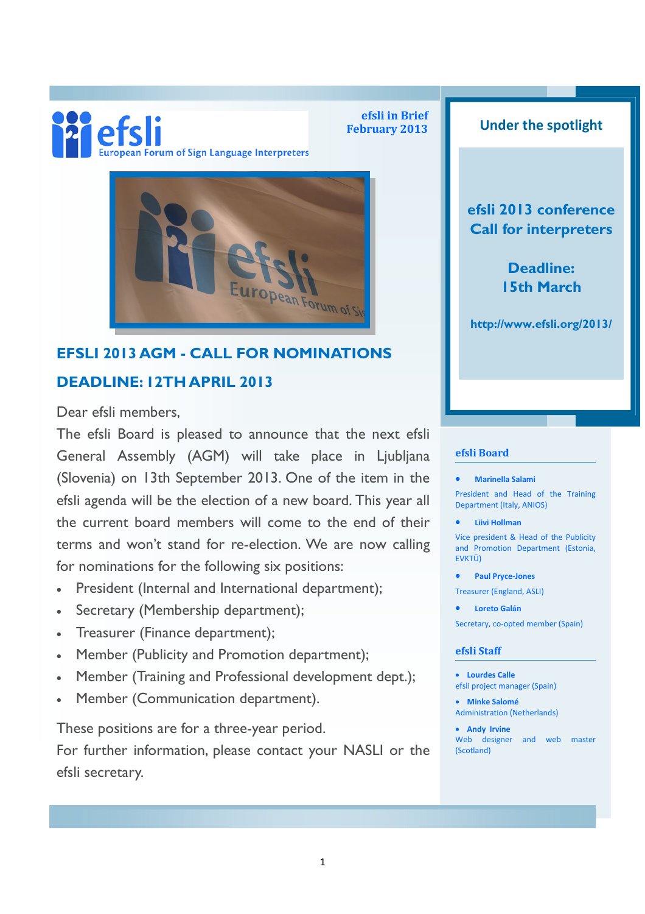efsli

European Forum of Sign Language Interpreters

**efsli in Brief**
**February 2013**

## EFSLI 2013 AGM - CALL FOR NOMINATIONS

## DEADLINE: 12TH APRIL 2013

Dear efsli members,

The efsli Board is pleased to announce that the next efsli General Assembly (AGM) will take place in Ljubljana (Slovenia) on 13th September 2013. One of the item in the efsli agenda will be the election of a new board. This year all the current board members will come to the end of their terms and won't stand for re-election. We are now calling for nominations for the following six positions:

- President (Internal and International department);
- Secretary (Membership department);
- Treasurer (Finance department);
- Member (Publicity and Promotion department);
- Member (Training and Professional development dept.);
- Member (Communication department).

These positions are for a three-year period.

For further information, please contact your NASLI or the efsli secretary.

## Under the spotlight

**efsli 2013 conference**
**Call for interpreters**

**Deadline:**
**15th March**

**http://www.efsli.org/2013/**

### efsli Board

- **Marinella Salami**
  President and Head of the Training Department (Italy, ANIOS)
- **Liivi Hollman**
  Vice president & Head of the Publicity and Promotion Department (Estonia, EVKTÜ)
- **Paul Pryce-Jones**
  Treasurer (England, ASLI)
- **Loreto Galán**
  Secretary, co-opted member (Spain)

### efsli Staff

- **Lourdes Calle**
  efsli project manager (Spain)
- **Minke Salomé**
  Administration (Netherlands)
- **Andy Irvine**
  Web designer and web master (Scotland)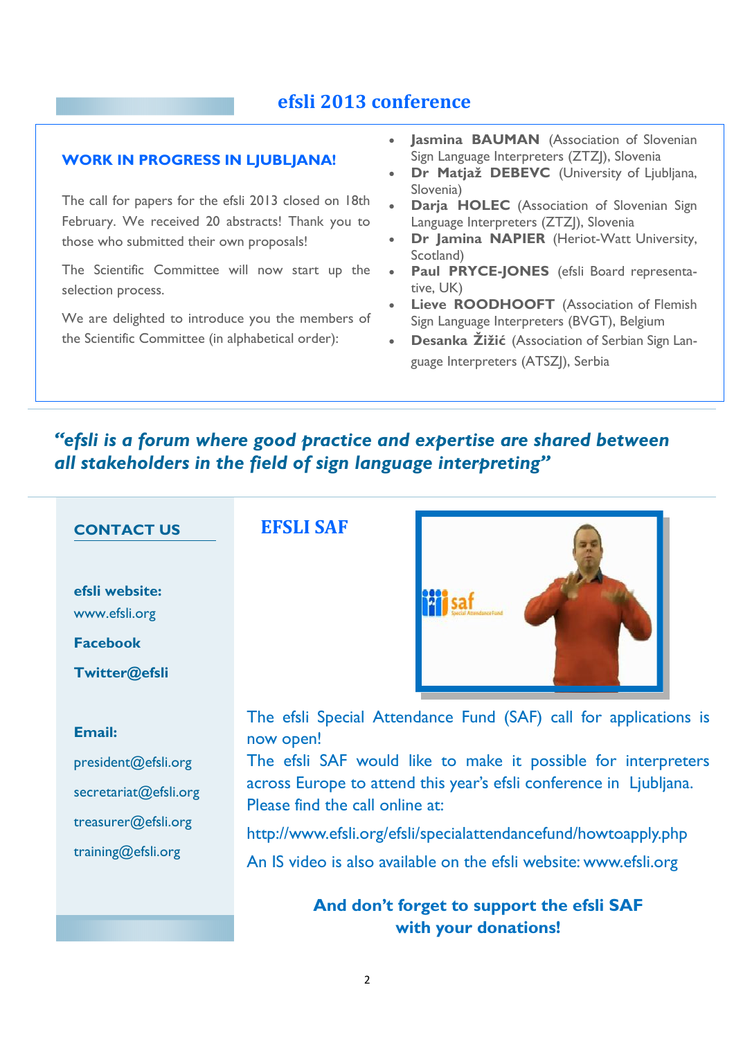## efsli 2013 conference

### WORK IN PROGRESS IN LJUBLJANA!

The call for papers for the efsli 2013 closed on 18th February. We received 20 abstracts! Thank you to those who submitted their own proposals!

The Scientific Committee will now start up the selection process.

We are delighted to introduce you the members of the Scientific Committee (in alphabetical order):

- **Jasmina BAUMAN** (Association of Slovenian Sign Language Interpreters (ZTZJ), Slovenia
- **Dr Matjaž DEBEVC** (University of Ljubljana, Slovenia)
- **Darja HOLEC** (Association of Slovenian Sign Language Interpreters (ZTZJ), Slovenia
- **Dr Jamina NAPIER** (Heriot-Watt University, Scotland)
- **Paul PRYCE-JONES** (efsli Board representative, UK)
- **Lieve ROODHOOFT** (Association of Flemish Sign Language Interpreters (BVGT), Belgium
- **Desanka Žižić** (Association of Serbian Sign Language Interpreters (ATSZJ), Serbia

***"efsli is a forum where good practice and expertise are shared between all stakeholders in the field of sign language interpreting"***

### CONTACT US

**efsli website:**
www.efsli.org

**Facebook**

**Twitter@efsli**

**Email:**

president@efsli.org

secretariat@efsli.org

treasurer@efsli.org

training@efsli.org

## EFSLI SAF

The efsli Special Attendance Fund (SAF) call for applications is now open!

The efsli SAF would like to make it possible for interpreters across Europe to attend this year's efsli conference in Ljubljana. Please find the call online at:

http://www.efsli.org/efsli/specialattendancefund/howtoapply.php

An IS video is also available on the efsli website: www.efsli.org

**And don't forget to support the efsli SAF with your donations!**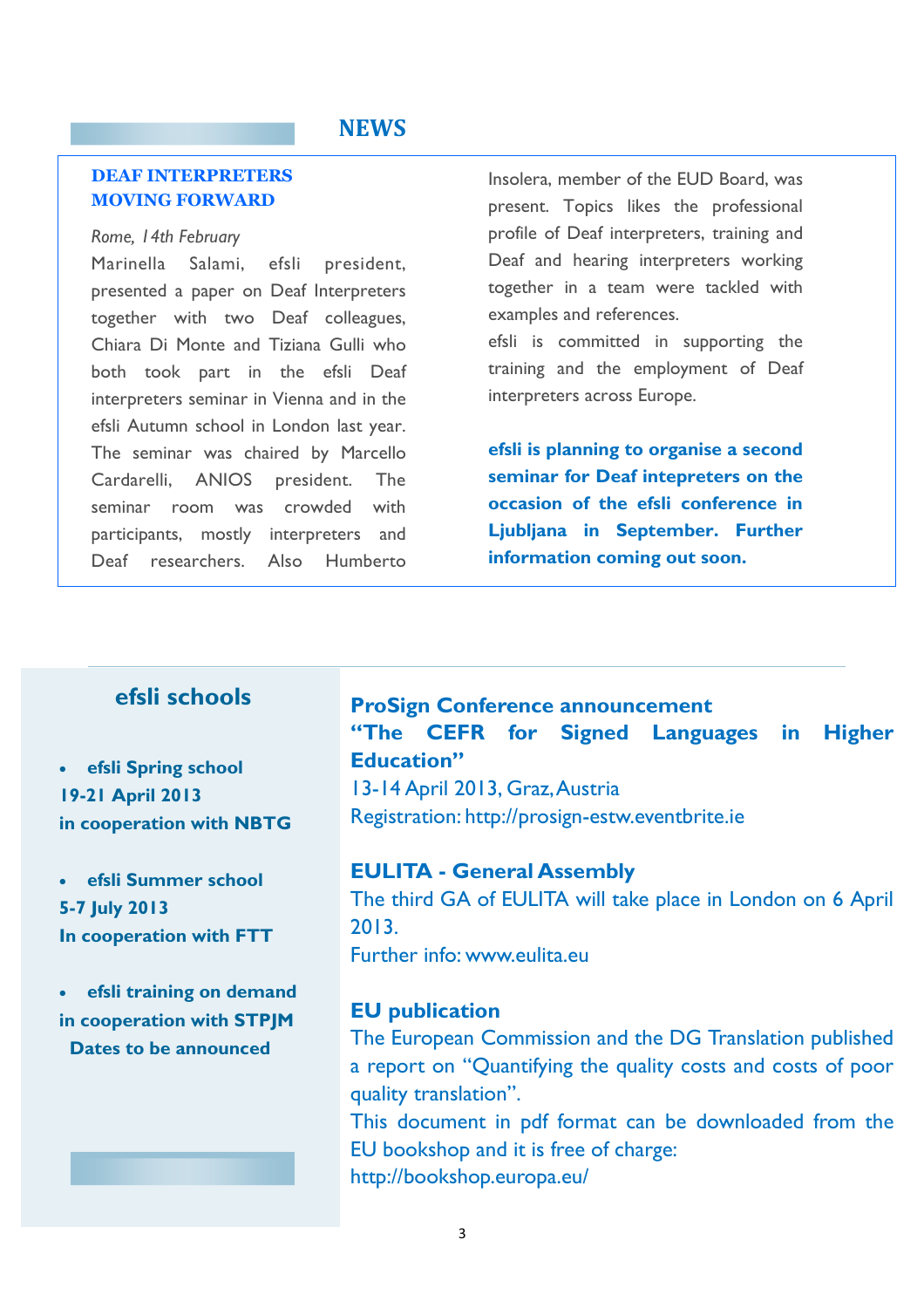# NEWS

### DEAF INTERPRETERS MOVING FORWARD

*Rome, 14th February*

Marinella Salami, efsli president, presented a paper on Deaf Interpreters together with two Deaf colleagues, Chiara Di Monte and Tiziana Gulli who both took part in the efsli Deaf interpreters seminar in Vienna and in the efsli Autumn school in London last year. The seminar was chaired by Marcello Cardarelli, ANIOS president. The seminar room was crowded with participants, mostly interpreters and Deaf researchers. Also Humberto Insolera, member of the EUD Board, was present. Topics likes the professional profile of Deaf interpreters, training and Deaf and hearing interpreters working together in a team were tackled with examples and references.

efsli is committed in supporting the training and the employment of Deaf interpreters across Europe.

**efsli is planning to organise a second seminar for Deaf intepreters on the occasion of the efsli conference in Ljubljana in September. Further information coming out soon.**

## efsli schools

- **efsli Spring school**
  **19-21 April 2013**
  **in cooperation with NBTG**
- **efsli Summer school**
  **5-7 July 2013**
  **In cooperation with FTT**
- **efsli training on demand**
  **in cooperation with STPJM**
  **Dates to be announced**

## ProSign Conference announcement
## "The CEFR for Signed Languages in Higher Education"

13-14 April 2013, Graz, Austria

Registration: http://prosign-estw.eventbrite.ie

## EULITA - General Assembly

The third GA of EULITA will take place in London on 6 April 2013.

Further info: www.eulita.eu

## EU publication

The European Commission and the DG Translation published a report on "Quantifying the quality costs and costs of poor quality translation".

This document in pdf format can be downloaded from the EU bookshop and it is free of charge: http://bookshop.europa.eu/